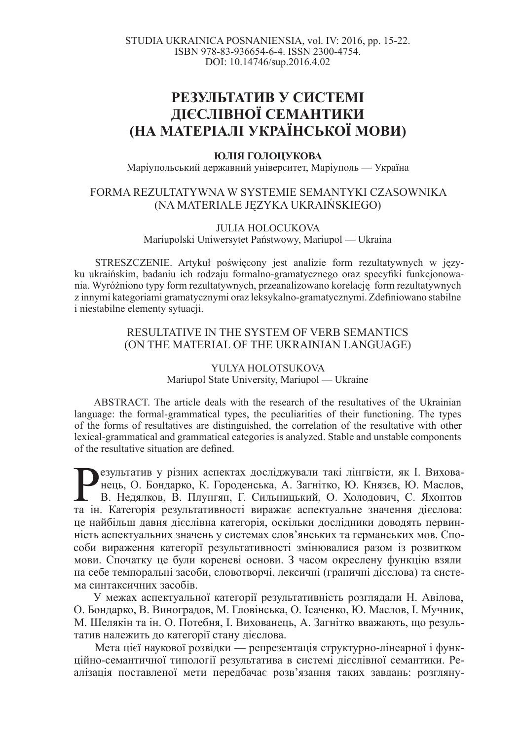STUDIA UKRAINICA POSNANIENSIA, vol. IV: 2016, pp. 15-22.
ISBN 978-83-936654-6-4. ISSN 2300-4754.
DOI: 10.14746/sup.2016.4.02

# РЕЗУЛЬТАТИВ У СИСТЕМІ ДІЄСЛІВНОЇ СЕМАНТИКИ (НА МАТЕРІАЛІ УКРАЇНСЬКОЇ МОВИ)

**ЮЛІЯ ГОЛОЦУКОВА**
Маріупольський державний університет, Маріуполь — Україна

## FORMA REZULTATYWNA W SYSTEMIE SEMANTYKI CZASOWNIKA (NA MATERIALE JĘZYKA UKRAIŃSKIEGO)

JULIA HOLOCUKOVA
Mariupolski Uniwersytet Państwowy, Mariupol — Ukraina

STRESZCZENIE. Artykuł poświęcony jest analizie form rezultatywnych w języku ukraińskim, badaniu ich rodzaju formalno-gramatycznego oraz specyfiki funkcjonowania. Wyróżniono typy form rezultatywnych, przeanalizowano korelację form rezultatywnych z innymi kategoriami gramatycznymi oraz leksykalno-gramatycznymi. Zdefiniowano stabilne i niestabilne elementy sytuacji.

## RESULTATIVE IN THE SYSTEM OF VERB SEMANTICS (ON THE MATERIAL OF THE UKRAINIAN LANGUAGE)

YULYA HOLOTSUKOVA
Mariupol State University, Mariupol — Ukraine

ABSTRACT. The article deals with the research of the resultatives of the Ukrainian language: the formal-grammatical types, the peculiarities of their functioning. The types of the forms of resultatives are distinguished, the correlation of the resultative with other lexical-grammatical and grammatical categories is analyzed. Stable and unstable components of the resultative situation are defined.

Результатив у різних аспектах досліджували такі лінгвісти, як І. Вихованець, О. Бондарко, К. Городенська, А. Загнітко, Ю. Князєв, Ю. Маслов, В. Недялков, В. Плунгян, Г. Сильницький, О. Холодович, С. Яхонтов та ін. Категорія результативності виражає аспектуальне значення дієслова: це найбільш давня дієслівна категорія, оскільки дослідники доводять первинність аспектуальних значень у системах слов'янських та германських мов. Способи вираження категорії результативності змінювалися разом із розвитком мови. Спочатку це були кореневі основи. З часом окреслену функцію взяли на себе темпоральні засоби, словотворчі, лексичні (граничні дієслова) та система синтаксичних засобів.

У межах аспектуальної категорії результативність розглядали Н. Авілова, О. Бондарко, В. Виноградов, М. Гловінська, О. Ісаченко, Ю. Маслов, І. Мучник, М. Шелякін та ін. О. Потебня, І. Вихованець, А. Загнітко вважають, що результатив належить до категорії стану дієслова.

Мета цієї наукової розвідки — репрезентація структурно-лінеарної і функційно-семантичної типології результатива в системі дієслівної семантики. Реалізація поставленої мети передбачає розв'язання таких завдань: розгляну-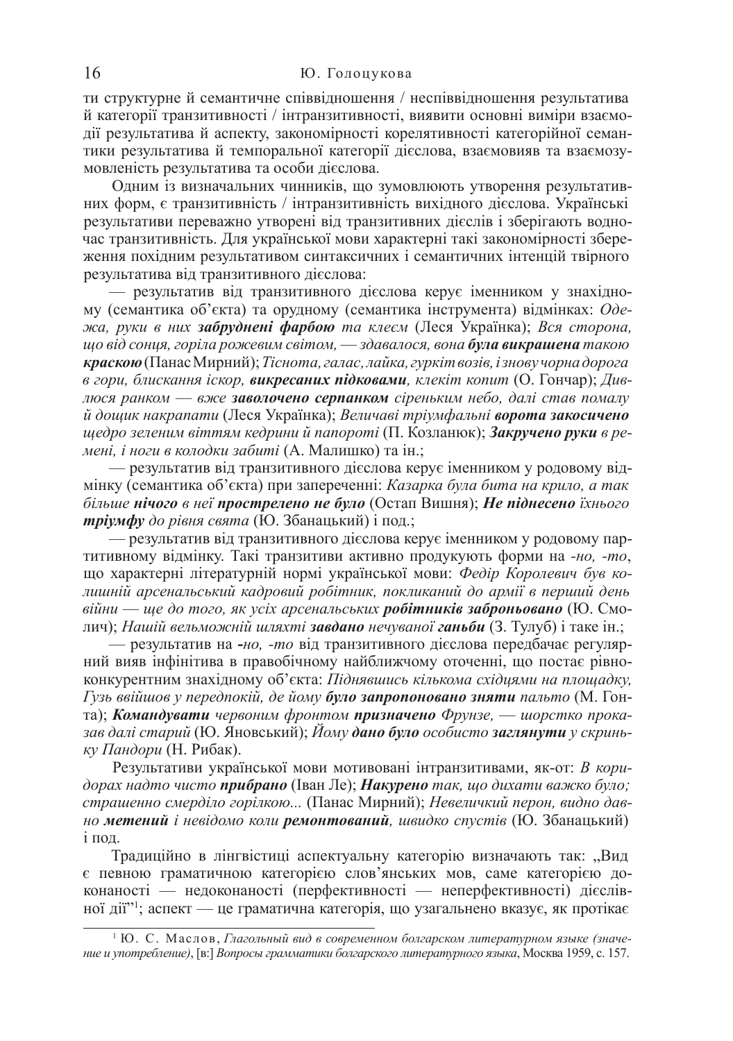ти структурне й семантичне співвідношення / неспіввідношення результатива й категорії транзитивності / інтранзитивності, виявити основні виміри взаємодії результатива й аспекту, закономірності корелятивності категорійної семантики результатива й темпоральної категорії дієслова, взаємовияв та взаємозумовленість результатива та особи дієслова.

Одним із визначальних чинників, що зумовлюють утворення результативних форм, є транзитивність / інтранзитивність вихідного дієслова. Українські результативи переважно утворені від транзитивних дієслів і зберігають водночас транзитивність. Для української мови характерні такі закономірності збереження похідним результативом синтаксичних і семантичних інтенцій твірного результатива від транзитивного дієслова:

— результатив від транзитивного дієслова керує іменником у знахідному (семантика об'єкта) та орудному (семантика інструмента) відмінках: *Одежа, руки в них* ***забруднені фарбою*** *та клеєм* (Леся Українка); *Вся сторона, що від сонця, горіла рожевим світом, — здавалося, вона* ***була викрашена*** *такою* ***краскою*** (Панас Мирний); *Тіснота, галас, лайка, гуркіт возів, і знову чорна дорога в гори, блискання іскор,* ***викресаних підковами****, клекіт копит* (О. Гончар); *Дивлюся ранком — вже* ***заволочено серпанком*** *сіреньким небо, далі став помалу й дощик накрапати* (Леся Українка); *Величаві тріумфальні* ***ворота закосичено*** *щедро зеленим віттям кедрини й папороті* (П. Козланюк); ***Закручено руки*** *в ремені, і ноги в колодки забиті* (А. Малишко) та ін.;

— результатив від транзитивного дієслова керує іменником у родовому відмінку (семантика об'єкта) при запереченні: *Казарка була бита на крило, а так більше* ***нічого*** *в неї* ***прострелено не було*** (Остап Вишня); ***Не піднесено*** *їхнього* ***тріумфу*** *до рівня свята* (Ю. Збанацький) і под.;

— результатив від транзитивного дієслова керує іменником у родовому партитивному відмінку. Такі транзитиви активно продукують форми на *-но, -то*, що характерні літературній нормі української мови: *Федір Королевич був колишній арсенальський кадровий робітник, покликаний до армії в перший день війни — ще до того, як усіх арсенальських* ***робітників заброньовано*** (Ю. Смолич); *Нашій вельможній шляхті* ***завдано*** *нечуваної* ***ганьби*** (З. Тулуб) і таке ін.;

— результатив на *-но, -то* від транзитивного дієслова передбачає регулярний вияв інфінітива в правобічному найближчому оточенні, що постає рівноконкурентним знахідному об'єкта: *Піднявшись кількома східцями на площадку, Гузь ввійшов у передпокій, де йому* ***було запропоновано зняти*** *пальто* (М. Гонта); ***Командувати*** *червоним фронтом* ***призначено*** *Фрунзе, — шорстко проказав далі старий* (Ю. Яновський); *Йому* ***дано було*** *особисто* ***заглянути*** *у скриньку Пандори* (Н. Рибак).

Результативи української мови мотивовані інтранзитивами, як-от: *В коридорах надто чисто* ***прибрано*** (Іван Ле); ***Накурено*** *так, що дихати важко було; страшенно смерділо горілкою...* (Панас Мирний); *Невеличкий перон, видно давно* ***метений*** *і невідомо коли* ***ремонтований****, швидко спустів* (Ю. Збанацький) і под.

Традиційно в лінгвістиці аспектуальну категорію визначають так: „Вид є певною граматичною категорією слов'янських мов, саме категорією доконаності — недоконаності (перфективності — неперфективності) дієслівної дії"[1]; аспект — це граматична категорія, що узагальнено вказує, як протікає

[1] Ю. С. Маслов, *Глагольный вид в современном болгарском литературном языке (значение и употребление)*, [в:] *Вопросы грамматики болгарского литературного языка*, Москва 1959, с. 157.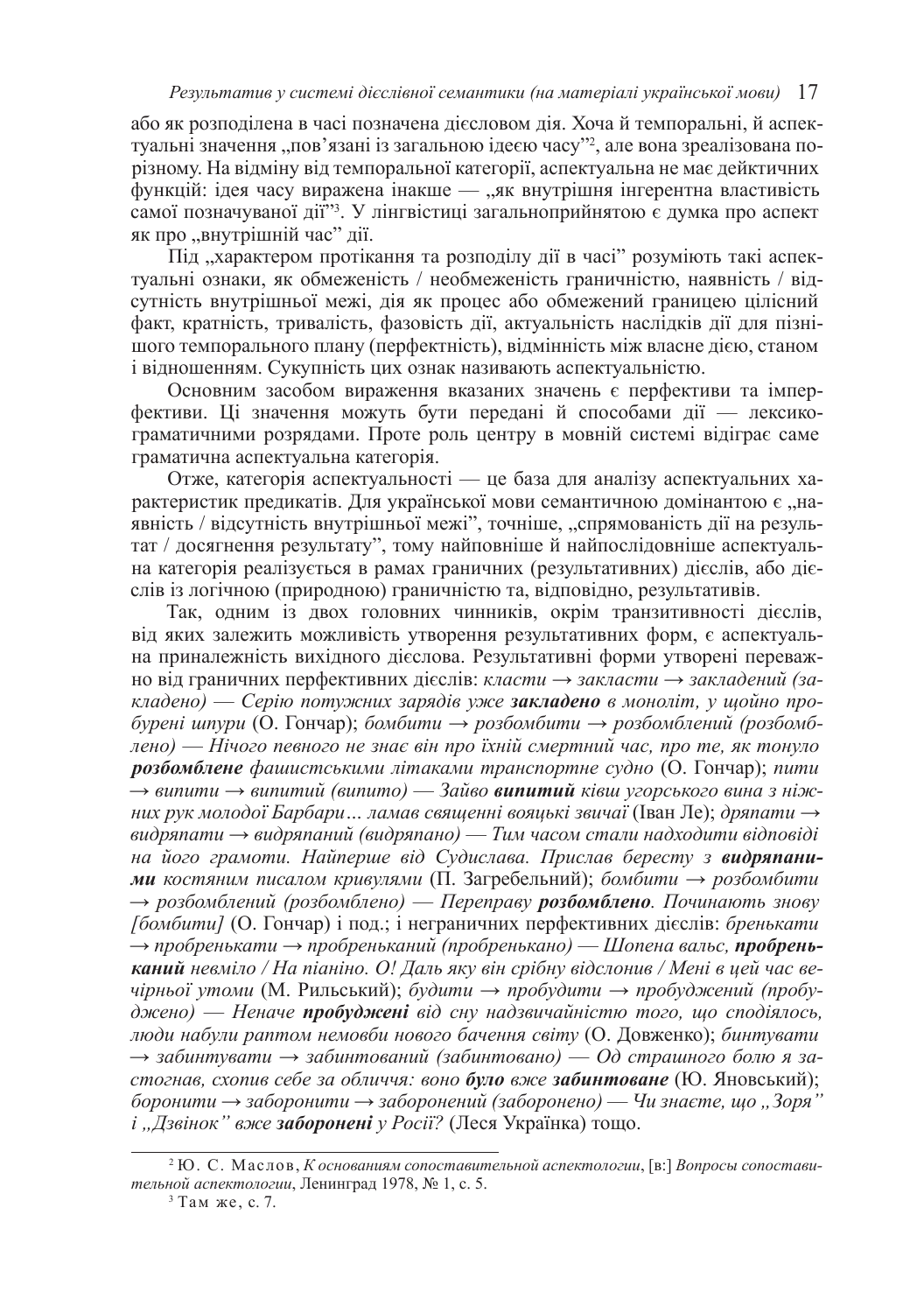або як розподілена в часі позначена дієсловом дія. Хоча й темпоральні, й аспектуальні значення „пов'язані із загальною ідеєю часу"[2], але вона зреалізована порізному. На відміну від темпоральної категорії, аспектуальна не має дейктичних функцій: ідея часу виражена інакше — „як внутрішня інгерентна властивість самої позначуваної дії"[3]. У лінгвістиці загальноприйнятою є думка про аспект як про „внутрішній час" дії.

Під „характером протікання та розподілу дії в часі" розуміють такі аспектуальні ознаки, як обмеженість / необмеженість граничністю, наявність / відсутність внутрішньої межі, дія як процес або обмежений границею цілісний факт, кратність, тривалість, фазовість дії, актуальність наслідків дії для пізнішого темпорального плану (перфектність), відмінність між власне дією, станом і відношенням. Сукупність цих ознак називають аспектуальністю.

Основним засобом вираження вказаних значень є перфективи та імперфективи. Ці значення можуть бути передані й способами дії — лексико-граматичними розрядами. Проте роль центру в мовній системі відіграє саме граматична аспектуальна категорія.

Отже, категорія аспектуальності — це база для аналізу аспектуальних характеристик предикатів. Для української мови семантичною домінантою є „наявність / відсутність внутрішньої межі", точніше, „спрямованість дії на результат / досягнення результату", тому найповніше й найпослідовніше аспектуальна категорія реалізується в рамках граничних (результативних) дієслів, або дієслів із логічною (природною) граничністю та, відповідно, результативів.

Так, одним із двох головних чинників, окрім транзитивності дієслів, від яких залежить можливість утворення результативних форм, є аспектуальна приналежність вихідного дієслова. Результативні форми утворені переважно від граничних перфективних дієслів: *класти → закласти → закладений (закладено) — Серію потужних зарядів уже **закладено** в моноліт, у щойно пробурені шпури* (О. Гончар); *бомбити → розбомбити → розбомблений (розбомблено) — Нічого певного не знає він про їхній смертний час, про те, як тонуло **розбомблене** фашистськими літаками транспортне судно* (О. Гончар); *пити → випити → випитий (випито) — Зайво **випитий** ківш угорського вина з ніжних рук молодої Барбари… ламав священні вояцькі звичаї* (Іван Ле); *дряпати → видряпати → видряпаний (видряпано) — Тим часом стали надходити відповіді на його грамоти. Найперше від Судислава. Прислав бересту з **видряпаними** костяним писалом кривулями* (П. Загребельний); *бомбити → розбомбити → розбомблений (розбомблено) — Переправу **розбомблено**. Починають знову [бомбити]* (О. Гончар) і под.; і неграничних перфективних дієслів: *бренькати → пробренькати → пробреньканий (пробренькано) — Шопена вальс, **пробренький** невміло / На піаніно. О! Даль яку він срібну відслонив / Мені в цей час вечірньої утоми* (М. Рильський); *будити → пробудити → пробуджений (пробуджено) — Неначе **пробуджені** від сну надзвичайністю того, що сподіялось, люди набули раптом немовби нового бачення світу* (О. Довженко); *бинтувати → забинтувати → забинтований (забинтовано) — Од страшного болю я застогнав, схопив себе за обличчя: воно **було** вже **забинтоване*** (Ю. Яновський); *боронити → заборонити → заборонений (заборонено) — Чи знаєте, що „Зоря" і „Дзвінок" вже **заборонені** у Росії?* (Леся Українка) тощо.

---

[2] Ю. С. Маслов, *К основаниям сопоставительной аспектологии*, [в:] *Вопросы сопоставительной аспектологии*, Ленинград 1978, № 1, с. 5.

[3] Там же, с. 7.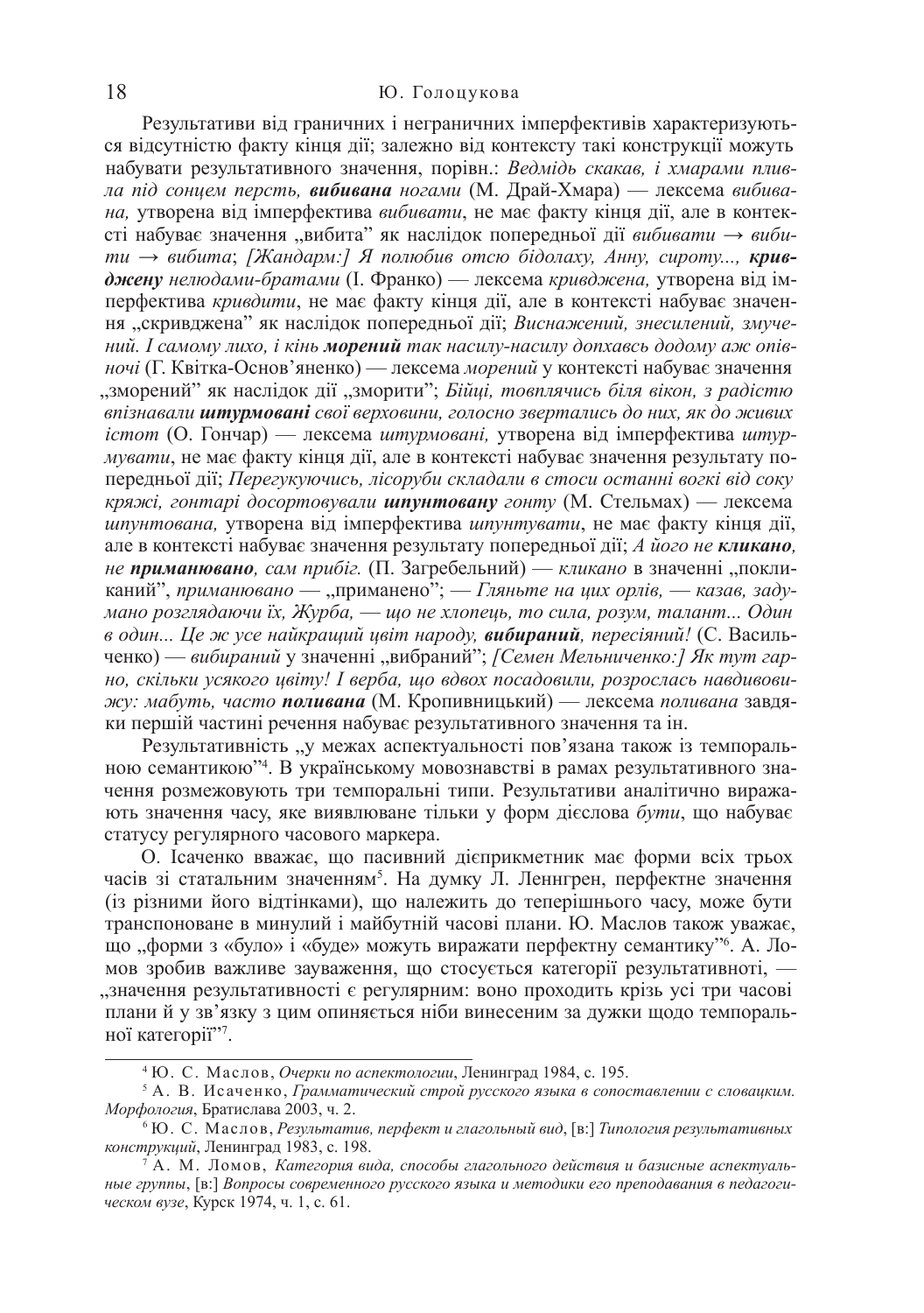Результативи від граничних і неграничних імперфективів характеризуються відсутністю факту кінця дії; залежно від контексту такі конструкції можуть набувати результативного значення, порівн.: *Ведмідь скакав, і хмарами плила під сонцем персть,* ***вибивана*** *ногами* (М. Драй-Хмара) — лексема *вибивана,* утворена від імперфектива *вибивати*, не має факту кінця дії, але в контексті набуває значення „вибита" як наслідок попередньої дії *вибивати → вибити → вибита*; *[Жандарм:] Я полюбив отсю бідолаху, Анну, сироту...,* ***кривджену*** *нелюдами-братами* (І. Франко) — лексема *кривджена,* утворена від імперфектива *кривдити*, не має факту кінця дії, але в контексті набуває значення „скривджена" як наслідок попередньої дії; *Виснажений, знесилений, змучений. І самому лихо, і кінь* ***морений*** *так насилу-насилу допхавсь додому аж опівночі* (Г. Квітка-Основ'яненко) — лексема *морений* у контексті набуває значення „зморений" як наслідок дії „зморити"; *Бійці, товплячись біля вікон, з радістю впізнавали* ***штурмовані*** *свої верховини, голосно зверталися до них, як до живих істот* (О. Гончар) — лексема *штурмовані,* утворена від імперфектива *штурмувати*, не має факту кінця дії, але в контексті набуває значення результату попередньої дії; *Перегукуючись, лісоруби складали в стоси останні вогкі від соку кряжі, гонтарі досортовували* ***шпунтовану*** *гонту* (М. Стельмах) — лексема *шпунтована,* утворена від імперфектива *шпунтувати*, не має факту кінця дії, але в контексті набуває значення результату попередньої дії; *А його не* ***кликано****, не* ***приманювано****, сам прибіг.* (П. Загребельний) — *кликано* в значенні „покликаний", *приманювано* — „приманено"; *— Гляньте на цих орлів, — казав, задумано розглядаючи їх, Журба, — що не хлопець, то сила, розум, талант... Один в один... Це ж усе найкращий цвіт народу,* ***вибираний****, пересіяний!* (С. Васильченко) — *вибираний* у значенні „вибраний"; *[Семен Мельниченко:] Як тут гарно, скільки усякого цвіту! І верба, що вдвох посадовили, розрослась навдивовижу: мабуть, часто* ***поливана*** (М. Кропивницький) — лексема *поливана* завдяки першій частині речення набуває результативного значення та ін.

Результативність „у межах аспектуальності пов'язана також із темпоральною семантикою"[4]. В українському мовознавстві в рамах результативного значення розмежовують три темпоральні типи. Результативи аналітично виражають значення часу, яке виявлюване тільки у форм дієслова *бути*, що набуває статусу регулярного часового маркера.

О. Ісаченко вважає, що пасивний дієприкметник має форми всіх трьох часів зі статальним значенням[5]. На думку Л. Леннгрен, перфектне значення (із різними його відтінками), що належить до теперішнього часу, може бути транспоноване в минулий і майбутній часові плани. Ю. Маслов також уважає, що „форми з «було» і «буде» можуть виражати перфектну семантику"[6]. А. Ломов зробив важливе зауваження, що стосується категорії результативноті, — „значення результативності є регулярним: воно проходить крізь усі три часові плани й у зв'язку з цим опиняється ніби винесеним за дужки щодо темпоральної категорії"[7].

---

[4] Ю. С. Маслов, *Очерки по аспектологии*, Ленинград 1984, с. 195.

[5] А. В. Исаченко, *Грамматический строй русского языка в сопоставлении с словацким. Морфология*, Братислава 2003, ч. 2.

[6] Ю. С. Маслов, *Результатив, перфект и глагольный вид*, [в:] *Типология результативных конструкций*, Ленинград 1983, с. 198.

[7] А. М. Ломов, *Категория вида, способы глагольного действия и базисные аспектуальные группы*, [в:] *Вопросы современного русского языка и методики его преподавания в педагогическом вузе*, Курск 1974, ч. 1, с. 61.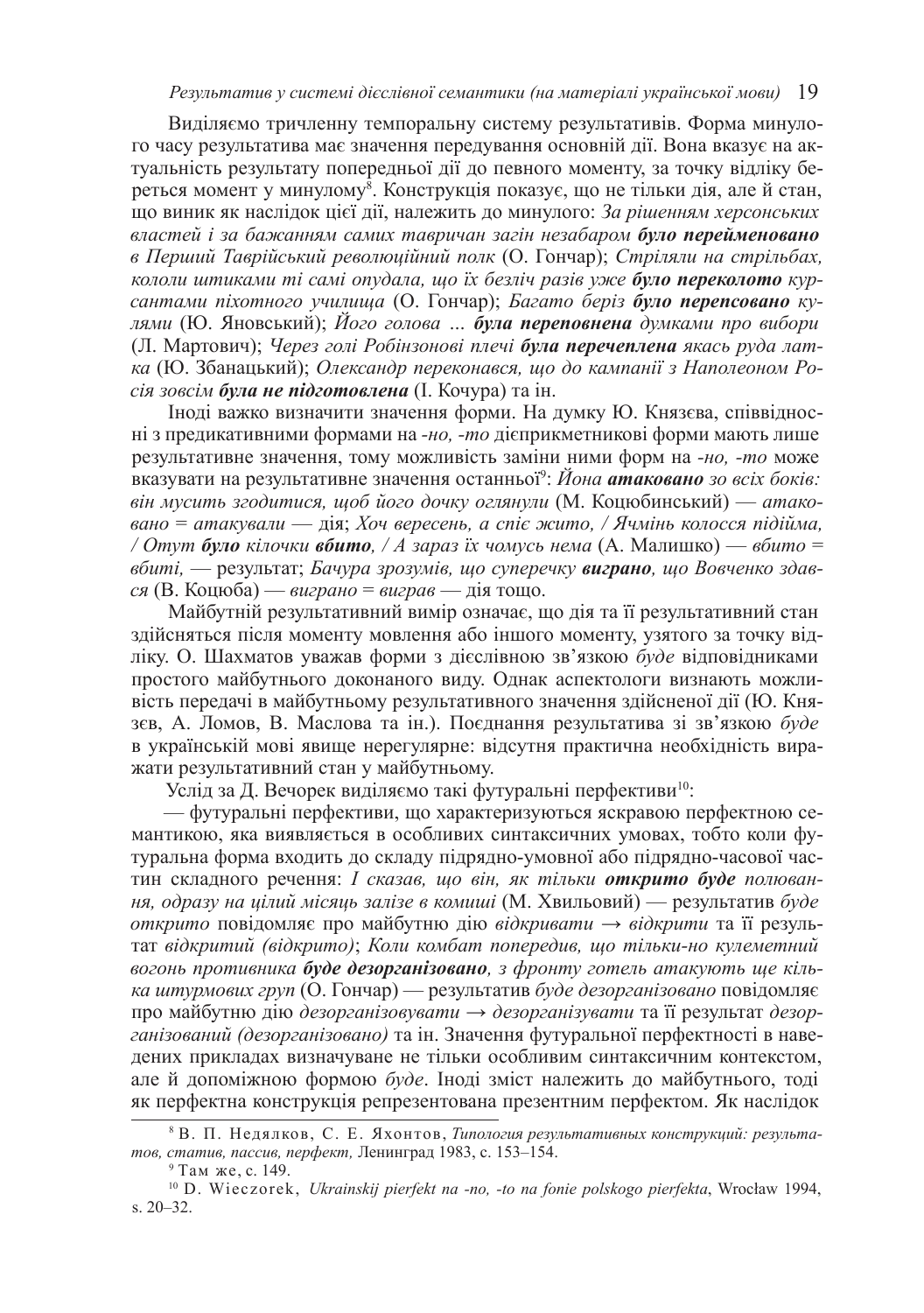Виділяємо тричленну темпоральну систему результативів. Форма минулого часу результатива має значення передування основній дії. Вона вказує на актуальність результату попередньої дії до певного моменту, за точку відліку береться момент у минулому[8]. Конструкція показує, що не тільки дія, але й стан, що виник як наслідок цієї дії, належить до минулого: *За рішенням херсонських властей і за бажанням самих тавричан загін незабаром* ***було перейменовано*** *в Перший Таврійський революційний полк* (О. Гончар); *Стріляли на стрільбах, кололи штиками ті самі опудала, що їх безліч разів уже* ***було переколото*** *курсантами піхотного училища* (О. Гончар); *Багато беріз* ***було перепсовано*** *кулями* (Ю. Яновський); *Його голова ...* ***була переповнена*** *думками про вибори* (Л. Мартович); *Через голі Робінзонові плечі* ***була перечеплена*** *якась руда латка* (Ю. Збанацький); *Олександр переконався, що до кампанії з Наполеоном Росія зовсім* ***була не підготовлена*** (І. Кочура) та ін.

Іноді важко визначити значення форми. На думку Ю. Князєва, співвідносні з предикативними формами на *-но, -то* дієприкметникові форми мають лише результативне значення, тому можливість заміни ними форм на *-но, -то* може вказувати на результативне значення останньої[9]: *Йона* ***атаковано*** *зо всіх боків: він мусить згодитися, щоб його дочку оглянули* (М. Коцюбинський) — *атаковано = атакували* — дія; *Хоч вересень, а спіє жито, / Ячмінь колосся підійма, / Отут* ***було*** *кілочки* ***вбито****, / А зараз їх чомусь нема* (А. Малишко) — *вбито = вбиті,* — результат; *Бачура зрозумів, що суперечку* ***виграно****, що Вовченко здався* (В. Коцюба) — *виграно = виграв* — дія тощо.

Майбутній результативний вимір означає, що дія та її результативний стан здійсняться після моменту мовлення або іншого моменту, узятого за точку відліку. О. Шахматов уважав форми з дієслівною зв'язкою *буде* відповідниками простого майбутнього доконаного виду. Однак аспектологи визнають можливість передачі в майбутньому результативного значення здійсненої дії (Ю. Князєв, А. Ломов, В. Маслова та ін.). Поєднання результатива зі зв'язкою *буде* в українській мові явище нерегулярне: відсутня практична необхідність виражати результативний стан у майбутньому.

Услід за Д. Вечорек виділяємо такі футуральні перфективи[10]:

— футуральні перфективи, що характеризуються яскравою перфектною семантикою, яка виявляється в особливих синтаксичних умовах, тобто коли футуральна форма входить до складу підрядно-умовної або підрядно-часової частин складного речення: *І сказав, що він, як тільки* ***открито буде*** *полювання, одразу на цілий місяць залізе в комиші* (М. Хвильовий) — результатив *буде открито* повідомляє про майбутню дію *відкривати → відкрити* та її результат *відкритий (відкрито)*; *Коли комбат попередив, що тільки-но кулеметний вогонь противника* ***буде дезорганізовано****, з фронту готель атакують ще кілька штурмових груп* (О. Гончар) — результатив *буде дезорганізовано* повідомляє про майбутню дію *дезорганізовувати → дезорганізувати* та її результат *дезорганізований (дезорганізовано)* та ін. Значення футуральної перфектності в наведених прикладах визначуване не тільки особливим синтаксичним контекстом, але й допоміжною формою *буде*. Іноді зміст належить до майбутнього, тоді як перфектна конструкція репрезентована презентним перфектом. Як наслідок

---

[8] В. П. Недялков, С. Е. Яхонтов, *Типология результативных конструкций: результатов, статив, пассив, перфект,* Ленинград 1983, с. 153–154.

[9] Там же, с. 149.

[10] D. Wieczorek, *Ukrainskij pierfekt na -no, -to na fonie polskogo pierfekta*, Wrocław 1994, s. 20–32.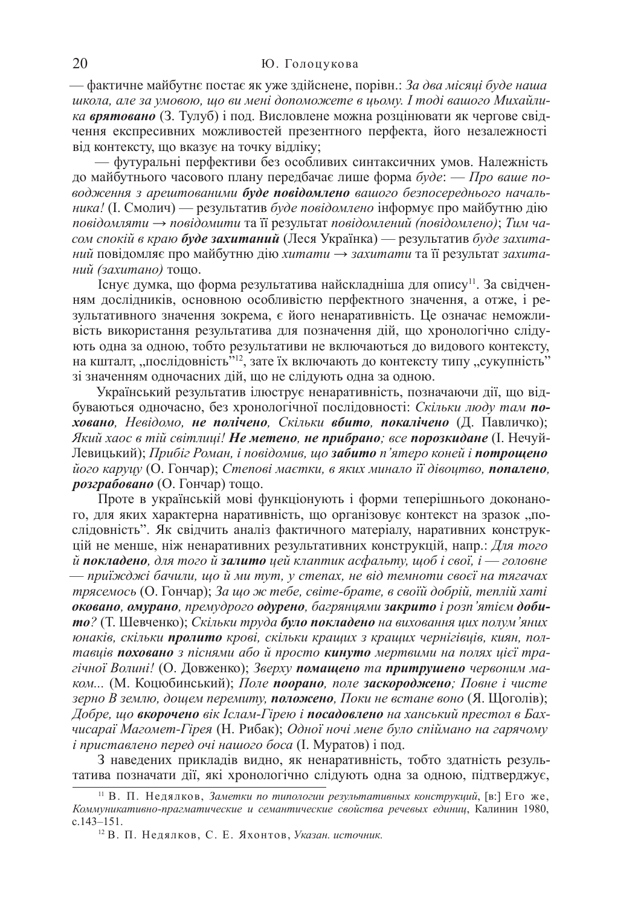— фактичне майбутнє постає як уже здійснене, порівн.: *За два місяці буде наша школа, але за умовою, що ви мені допоможете в цьому. І тоді вашого Михайлика* ***врятовано*** (З. Тулуб) і под. Висловлене можна розцінювати як чергове свідчення експресивних можливостей презентного перфекта, його незалежності від контексту, що вказує на точку відліку;

— футуральні перфективи без особливих синтаксичних умов. Належність до майбутнього часового плану передбачає лише форма *буде*: — *Про ваше поводження з арештованими* ***буде повідомлено*** *вашого безпосереднього начальника!* (І. Смолич) — результатив *буде повідомлено* інформує про майбутню дію *повідомляти → повідомити* та її результат *повідомлений (повідомлено)*; *Тим часом спокій в краю* ***буде захитаний*** (Леся Українка) — результатив *буде захитаний* повідомляє про майбутню дію *хитати → захитати* та її результат *захитаний (захитано)* тощо.

Існує думка, що форма результатива найскладніша для опису[11]. За свідченням дослідників, основною особливістю перфектного значення, а отже, і результативного значення зокрема, є його ненаративність. Це означає неможливість використання результатива для позначення дій, що хронологічно слідують одна за одною, тобто результативи не включаються до видового контексту, на кшталт, „послідовність"[12], зате їх включають до контексту типу „сукупність" зі значенням одночасних дій, що не слідують одна за одною.

Український результатив ілюструє ненаративність, позначаючи дії, що відбуваються одночасно, без хронологічної послідовності: *Скільки люду там* ***поховано****, Невідомо,* ***не полічено****, Скільки* ***вбито****,* ***покалічено*** (Д. Павличко); *Який хаос в тій світлиці!* ***Не метено, не прибрано****; все* ***порозкидане*** (І. Нечуй-Левицький); *Прибіг Роман, і повідомив, що* ***забито*** *п'ятеро коней і* ***потрощено*** *його карцу* (О. Гончар); *Степові маєтки, в яких минало її дівоцтво,* ***попалено****,* ***розграбовано*** (О. Гончар) тощо.

Проте в українській мові функціонують і форми теперішнього доконаного, для яких характерна наративність, що організовує контекст на зразок „послідовність". Як свідчить аналіз фактичного матеріалу, наративних конструкцій не менше, ніж ненаративних результативних конструкцій, напр.: *Для того й* ***покладено****, для того й* ***залито*** *цей клаптик асфальту, щоб і свої, і — головне — приїжджі бачили, що й ми тут, у степах, не від темноти своєї на тягачах трясемось* (О. Гончар); *За що ж тебе, світе-брате, в своїй добрій, теплій хаті* ***оковано****,* ***омурано****, премудрого* ***одурено****, багрянцями* ***закрито*** *і розп'ятієм* ***добито****?* (Т. Шевченко); *Скільки труда* ***було покладено*** *на виховання цих полум'яних юнаків, скільки* ***пролито*** *крові, скільки кращих з кращих чернігівців, киян, полтавців* ***поховано*** *з піснями або й просто* ***кинуто*** *мертвими на полях цієї трагічної Волині!* (О. Довженко); *Зверху* ***помащено*** *та* ***притрушено*** *червоним маком...* (М. Коцюбинський); *Поле* ***поорано****, поле* ***заскороджено****; Повне і чисте зерно В землю, дощем перемиту,* ***положено****, Поки не встане воно* (Я. Щоголів); *Добре, що* ***вкорочено*** *вік Іслам-Гірею і* ***посадовлено*** *на ханський престол в Бахчисараї Магомет-Гірея* (Н. Рибак); *Одної ночі мене було спіймано на гарячому і приставлено перед очі нашого боса* (І. Муратов) і под.

З наведених прикладів видно, як ненаративність, тобто здатність результатива позначати дії, які хронологічно слідують одна за одною, підтверджує,

---

[11] В. П. Недялков, *Заметки по типологии результативных конструкций*, [в:] Его же, *Коммуникативно-прагматические и семантические свойства речевых единиц*, Калинин 1980, с.143–151.

[12] В. П. Недялков, С. Е. Яхонтов, *Указан. источник.*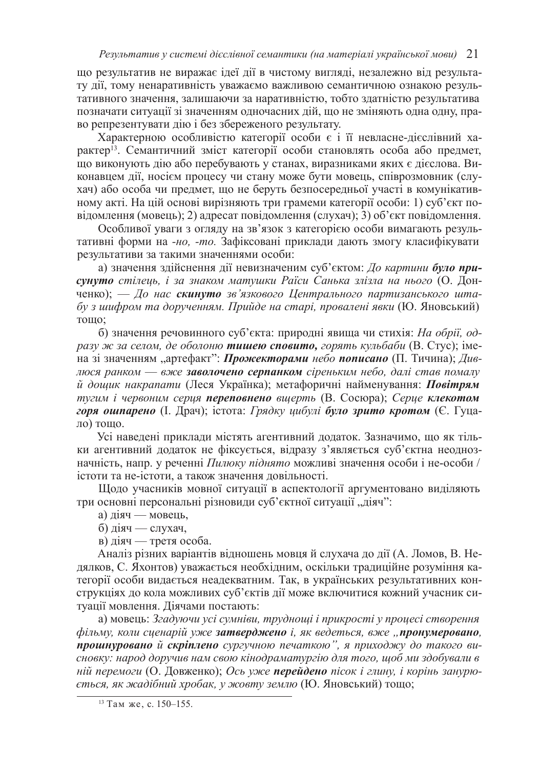що результатив не виражає ідеї дії в чистому вигляді, незалежно від результату дії, тому ненаративність уважаємо важливою семантичною ознакою результативного значення, залишаючи за наративністю, тобто здатністю результатива позначати ситуації зі значенням одночасних дій, що не змінюють одна одну, право репрезентувати дію і без збереженого результату.

Характерною особливістю категорії особи є і її невласне-дієслівний характер[13]. Семантичний зміст категорії особи становлять особа або предмет, що виконують дію або перебувають у станах, виразниками яких є дієслова. Виконавцем дії, носієм процесу чи стану може бути мовець, співрозмовник (слухач) або особа чи предмет, що не беруть безпосередньої участі в комунікативному акті. На цій основі вирізняють три грамеми категорії особи: 1) суб'єкт повідомлення (мовець); 2) адресат повідомлення (слухач); 3) об'єкт повідомлення.

Особливої уваги з огляду на зв'язок з категорією особи вимагають результативні форми на *-но, -то.* Зафіксовані приклади дають змогу класифікувати результативи за такими значеннями особи:

а) значення здійснення дії невизначеним суб'єктом: *До картини **було присунуто** стілець, і за знаком матушки Раїси Санька злізла на нього* (О. Донченко); — *До нас **скинуто** зв'язкового Центрального партизанського штабу з шифром та дорученням. Прийде на старі, провалені явки* (Ю. Яновський) тощо;

б) значення речовинного суб'єкта: природні явища чи стихія: *На обрії, одразу ж за селом, де оболоню **тишею сповито,** горять кульбаби* (В. Стус); імена зі значенням „артефакт": ***Прожекторами** небо **пописано*** (П. Тичина); *Дивлюся ранком — вже **заволочено серпанком** сіреньким небо, далі став помалу й дощик накрапати* (Леся Українка); метафоричні найменування: ***Повітрям** тугим і червоним серця **переповнено** вщерть* (В. Сосюра); *Серце **клекотом горя ошпарено*** (І. Драч); істота: *Грядку цибулі **було зрито кротом*** (Є. Гуцало) тощо.

Усі наведені приклади містять агентивний додаток. Зазначимо, що як тільки агентивний додаток не фіксується, відразу з'являється суб'єктна неоднозначність, напр. у реченні *Пилюку піднято* можливі значення особи і не-особи / істоти та не-істоти, а також значення довільності.

Щодо учасників мовної ситуації в аспектології аргументовано виділяють три основні персональні різновиди суб'єктної ситуації „діяч":

а) діяч — мовець,

б) діяч — слухач,

в) діяч — третя особа.

Аналіз різних варіантів відношень мовця й слухача до дії (А. Ломов, В. Недялков, С. Яхонтов) уважається необхідним, оскільки традиційне розуміння категорії особи видається неадекватним. Так, в українських результативних конструкціях до кола можливих суб'єктів дії може включитися кожний учасник ситуації мовлення. Діячами постають:

а) мовець: *Згадуючи усі сумніви, труднощі і прикрості у процесі створення фільму, коли сценарій уже **затверджено** і, як ведеться, вже „**пронумеровано, прошнуровано** й **скріплено** сургучною печаткою", я приходжу до такого висновку: народ доручив нам свою кінодраматургію для того, щоб ми здобували в ній перемоги* (О. Довженко); *Ось уже **перейдено** пісок і глину, і корінь занурюється, як жадібний хробак, у жовту землю* (Ю. Яновський) тощо;

---

[13] Там же, с. 150–155.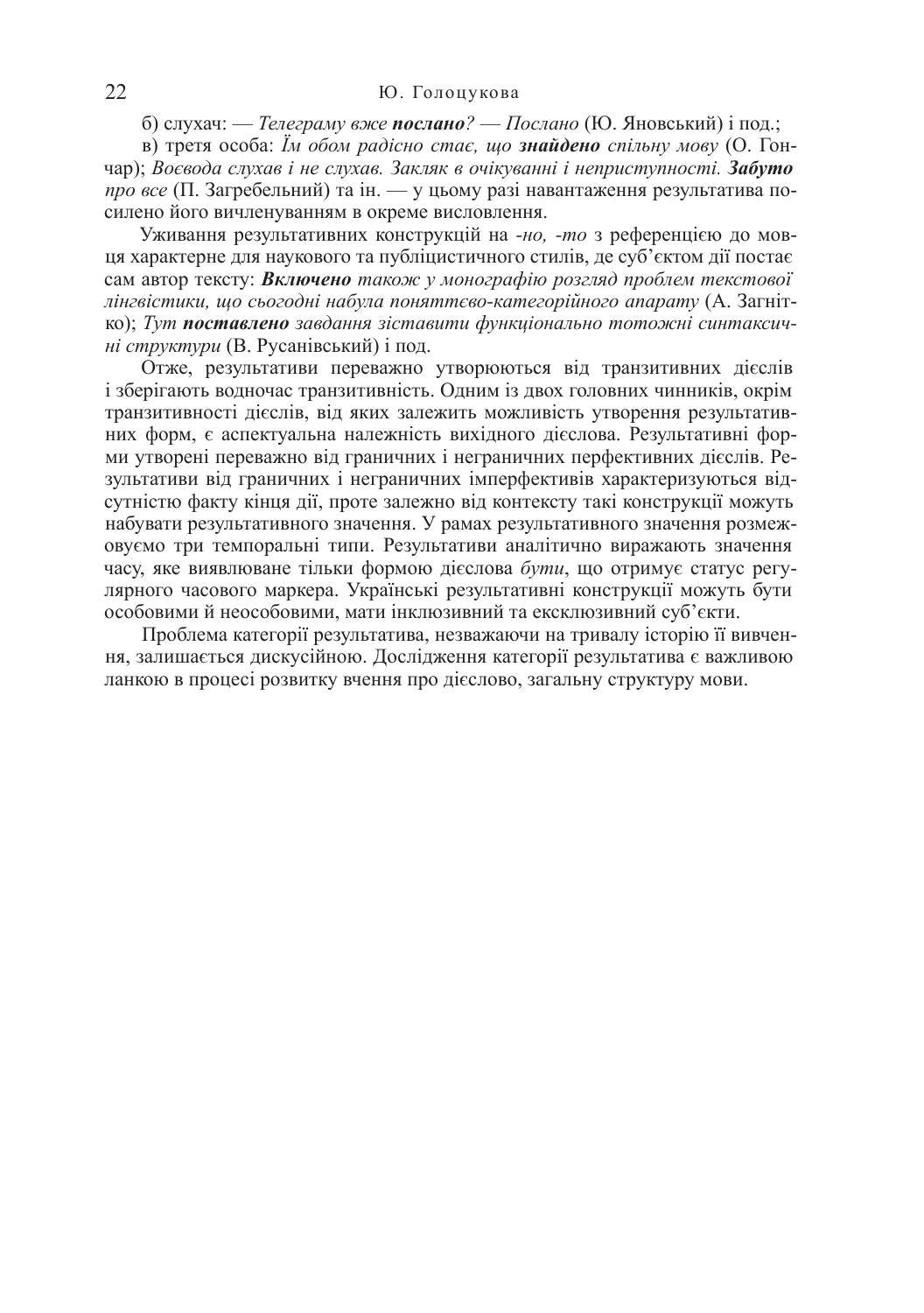б) слухач: — *Телеграму вже **послано**?* — *Послано* (Ю. Яновський) і под.;

в) третя особа: *Їм обом радісно стає, що **знайдено** спільну мову* (О. Гончар); *Воєвода слухав і не слухав. Закляк в очікуванні і неприступності. **Забуто** про все* (П. Загребельний) та ін. — у цьому разі навантаження результатива посилено його вичленуванням в окреме висловлення.

Уживання результативних конструкцій на *-но, -то* з референцією до мовця характерне для наукового та публіцистичного стилів, де суб'єктом дії постає сам автор тексту: ***Включено** також у монографію розгляд проблем текстової лінгвістики, що сьогодні набула поняттєво-категорійного апарату* (А. Загнітко); *Тут **поставлено** завдання зіставити функціонально тотожні синтаксичні структури* (В. Русанівський) і под.

Отже, результативи переважно утворюються від транзитивних дієслів і зберігають водночас транзитивність. Одним із двох головних чинників, окрім транзитивності дієслів, від яких залежить можливість утворення результативних форм, є аспектуальна належність вихідного дієслова. Результативні форми утворені переважно від граничних і неграничних перфективних дієслів. Результативи від граничних і неграничних імперфективів характеризуються відсутністю факту кінця дії, проте залежно від контексту такі конструкції можуть набувати результативного значення. У рамах результативного значення розмежовуємо три темпоральні типи. Результативи аналітично виражають значення часу, яке виявлюване тільки формою дієслова *бути*, що отримує статус регулярного часового маркера. Українські результативні конструкції можуть бути особовими й неособовими, мати інклюзивний та ексклюзивний суб'єкти.

Проблема категорії результатива, незважаючи на тривалу історію її вивчення, залишається дискусійною. Дослідження категорії результатива є важливою ланкою в процесі розвитку вчення про дієслово, загальну структуру мови.